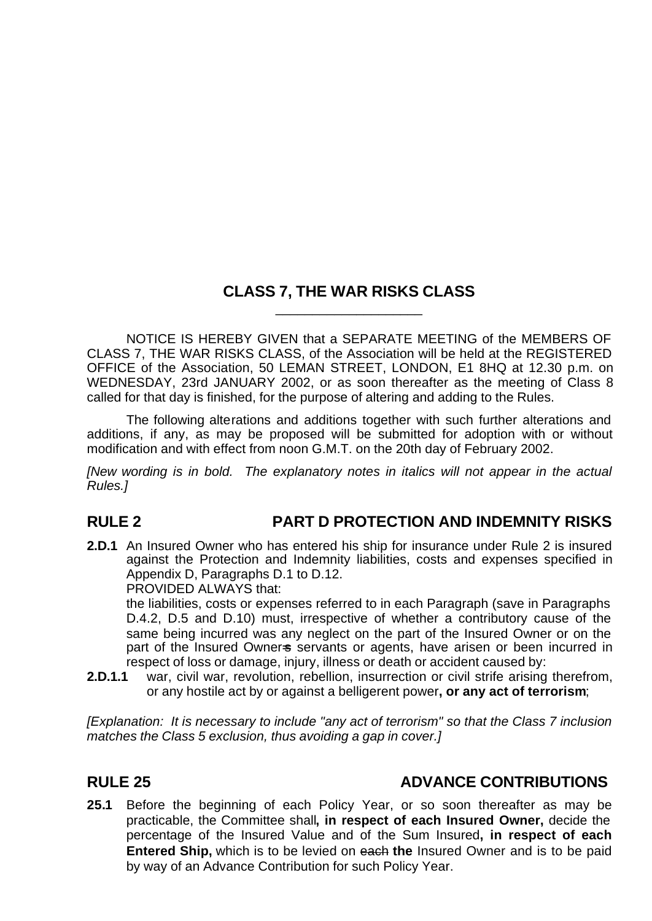## CLASS 7, THE WAR RISKS CLASS

NOTICE IS HEREBY GIVEN that a SEPARATE MEETING of the MEMBERS OF CLASS 7, THE WAR RISKS CLASS, of the Association will be held at the REGISTERED OFFICE of the Association, 50 LEMAN STREET, LONDON, E1 8HQ at 12.30 p.m. on WEDNESDAY, 23rd JANUARY 2002, or as soon thereafter as the meeting of Class 8 called for that day is finished, for the purpose of altering and adding to the Rules.

The following alterations and additions together with such further alterations and additions, if any, as may be proposed will be submitted for adoption with or without modification and with effect from noon G.M.T. on the 20th day of February 2002.

*[New wording is in bold. The explanatory notes in italics will not appear in the actual Rules.]*

## RULE 2 PART D PROTECTION AND INDEMNITY RISKS

**2.D.1** An Insured Owner who has entered his ship for insurance under Rule 2 is insured against the Protection and Indemnity liabilities, costs and expenses specified in Appendix D, Paragraphs D.1 to D.12.
PROVIDED ALWAYS that:
the liabilities, costs or expenses referred to in each Paragraph (save in Paragraphs D.4.2, D.5 and D.10) must, irrespective of whether a contributory cause of the same being incurred was any neglect on the part of the Insured Owner or on the part of the Insured Owner=s servants or agents, have arisen or been incurred in respect of loss or damage, injury, illness or death or accident caused by:

**2.D.1.1** war, civil war, revolution, rebellion, insurrection or civil strife arising therefrom, or any hostile act by or against a belligerent power**, or any act of terrorism**;

*[Explanation: It is necessary to include "any act of terrorism" so that the Class 7 inclusion matches the Class 5 exclusion, thus avoiding a gap in cover.]*

## RULE 25 ADVANCE CONTRIBUTIONS

**25.1** Before the beginning of each Policy Year, or so soon thereafter as may be practicable, the Committee shall**, in respect of each Insured Owner,** decide the percentage of the Insured Value and of the Sum Insured**, in respect of each Entered Ship,** which is to be levied on ~~each~~ **the** Insured Owner and is to be paid by way of an Advance Contribution for such Policy Year.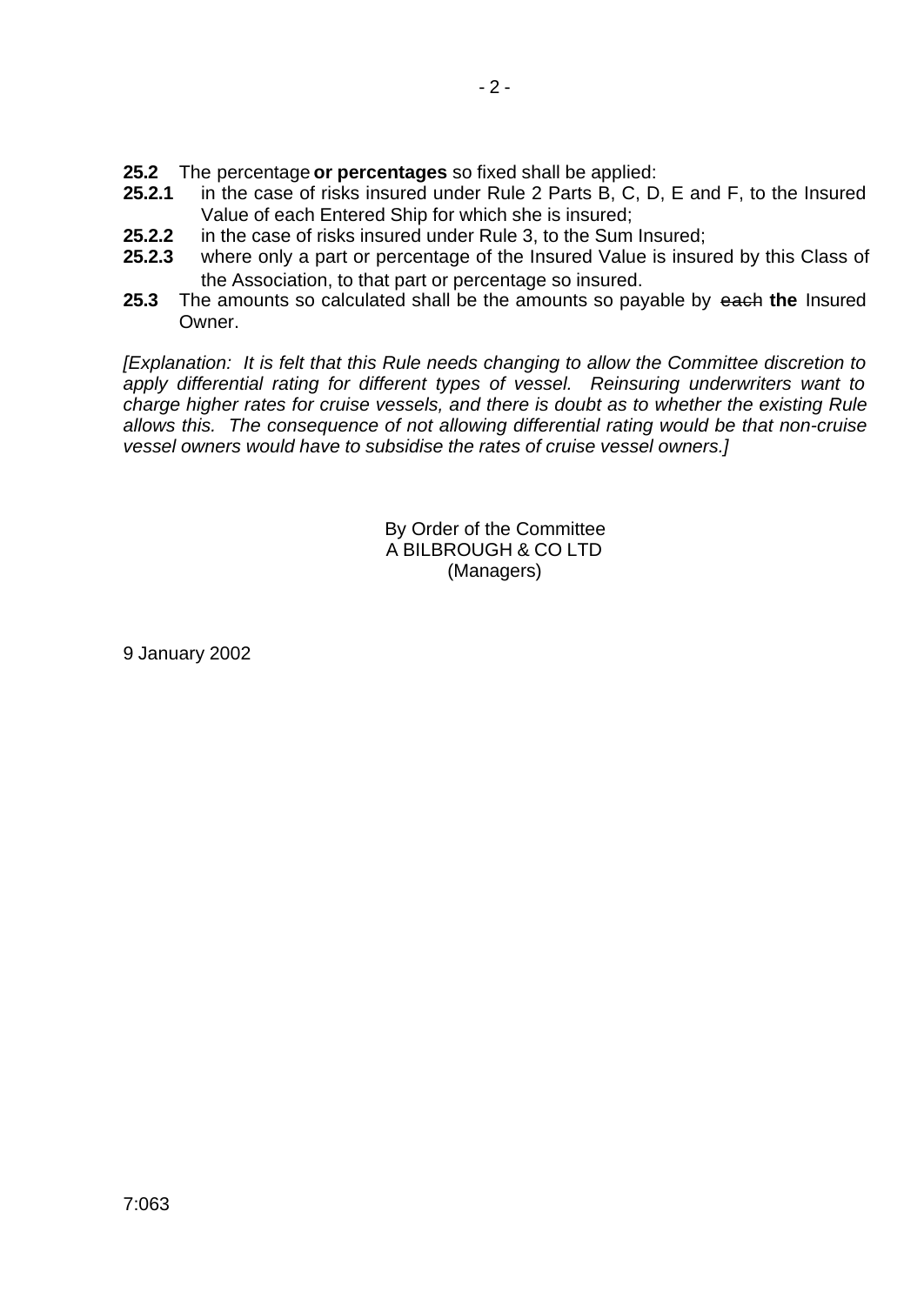**25.2** The percentage **or percentages** so fixed shall be applied:

**25.2.1** in the case of risks insured under Rule 2 Parts B, C, D, E and F, to the Insured Value of each Entered Ship for which she is insured;

**25.2.2** in the case of risks insured under Rule 3, to the Sum Insured;

**25.2.3** where only a part or percentage of the Insured Value is insured by this Class of the Association, to that part or percentage so insured.

**25.3** The amounts so calculated shall be the amounts so payable by ~~each~~ **the** Insured Owner.

*[Explanation: It is felt that this Rule needs changing to allow the Committee discretion to apply differential rating for different types of vessel. Reinsuring underwriters want to charge higher rates for cruise vessels, and there is doubt as to whether the existing Rule allows this. The consequence of not allowing differential rating would be that non-cruise vessel owners would have to subsidise the rates of cruise vessel owners.]*

By Order of the Committee
A BILBROUGH & CO LTD
(Managers)

9 January 2002

7:063